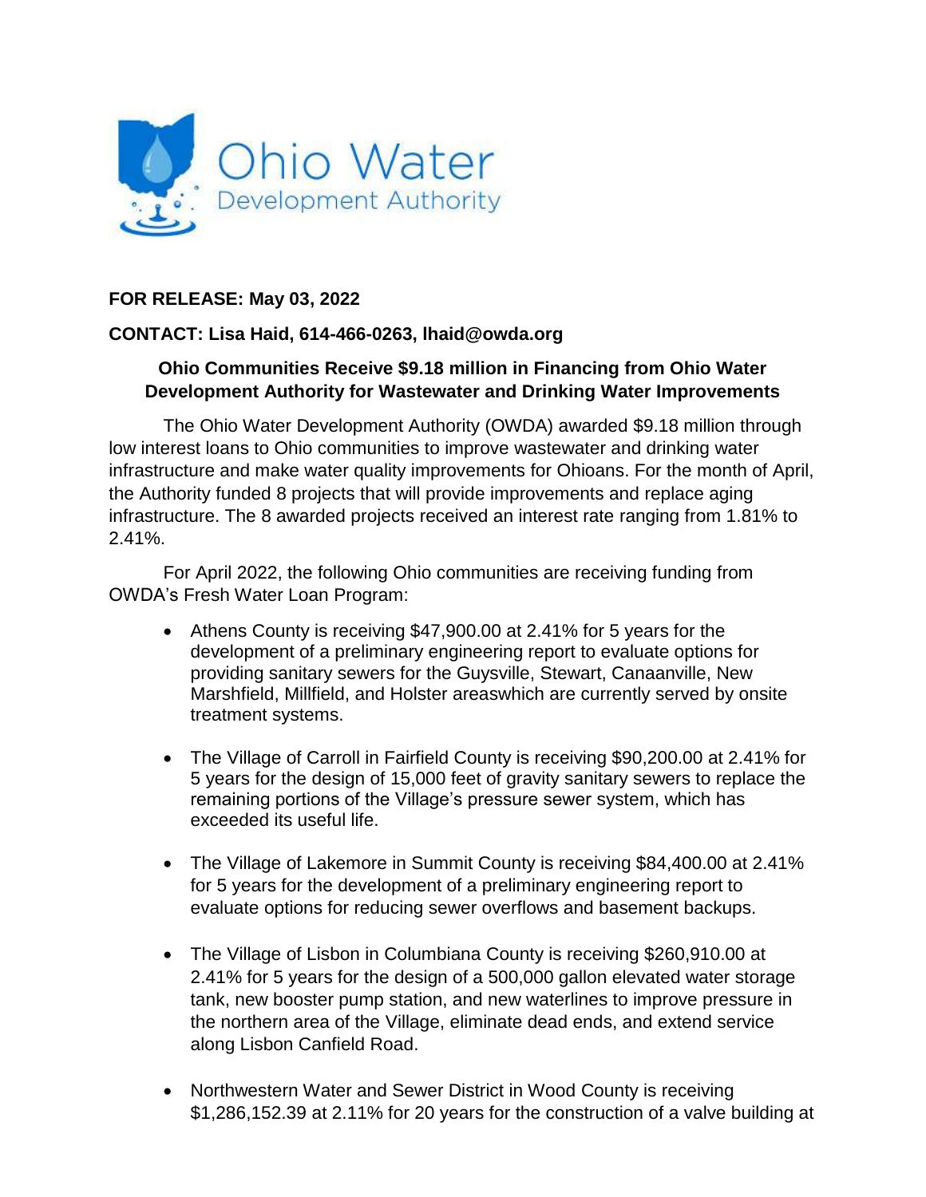**FOR RELEASE: May 03, 2022**

**CONTACT: Lisa Haid, 614-466-0263, lhaid@owda.org**

**Ohio Communities Receive $9.18 million in Financing from Ohio Water Development Authority for Wastewater and Drinking Water Improvements**

The Ohio Water Development Authority (OWDA) awarded $9.18 million through low interest loans to Ohio communities to improve wastewater and drinking water infrastructure and make water quality improvements for Ohioans. For the month of April, the Authority funded 8 projects that will provide improvements and replace aging infrastructure. The 8 awarded projects received an interest rate ranging from 1.81% to 2.41%.

For April 2022, the following Ohio communities are receiving funding from OWDA's Fresh Water Loan Program:

- Athens County is receiving $47,900.00 at 2.41% for 5 years for the development of a preliminary engineering report to evaluate options for providing sanitary sewers for the Guysville, Stewart, Canaanville, New Marshfield, Millfield, and Holster areaswhich are currently served by onsite treatment systems.

- The Village of Carroll in Fairfield County is receiving $90,200.00 at 2.41% for 5 years for the design of 15,000 feet of gravity sanitary sewers to replace the remaining portions of the Village's pressure sewer system, which has exceeded its useful life.

- The Village of Lakemore in Summit County is receiving $84,400.00 at 2.41% for 5 years for the development of a preliminary engineering report to evaluate options for reducing sewer overflows and basement backups.

- The Village of Lisbon in Columbiana County is receiving $260,910.00 at 2.41% for 5 years for the design of a 500,000 gallon elevated water storage tank, new booster pump station, and new waterlines to improve pressure in the northern area of the Village, eliminate dead ends, and extend service along Lisbon Canfield Road.

- Northwestern Water and Sewer District in Wood County is receiving $1,286,152.39 at 2.11% for 20 years for the construction of a valve building at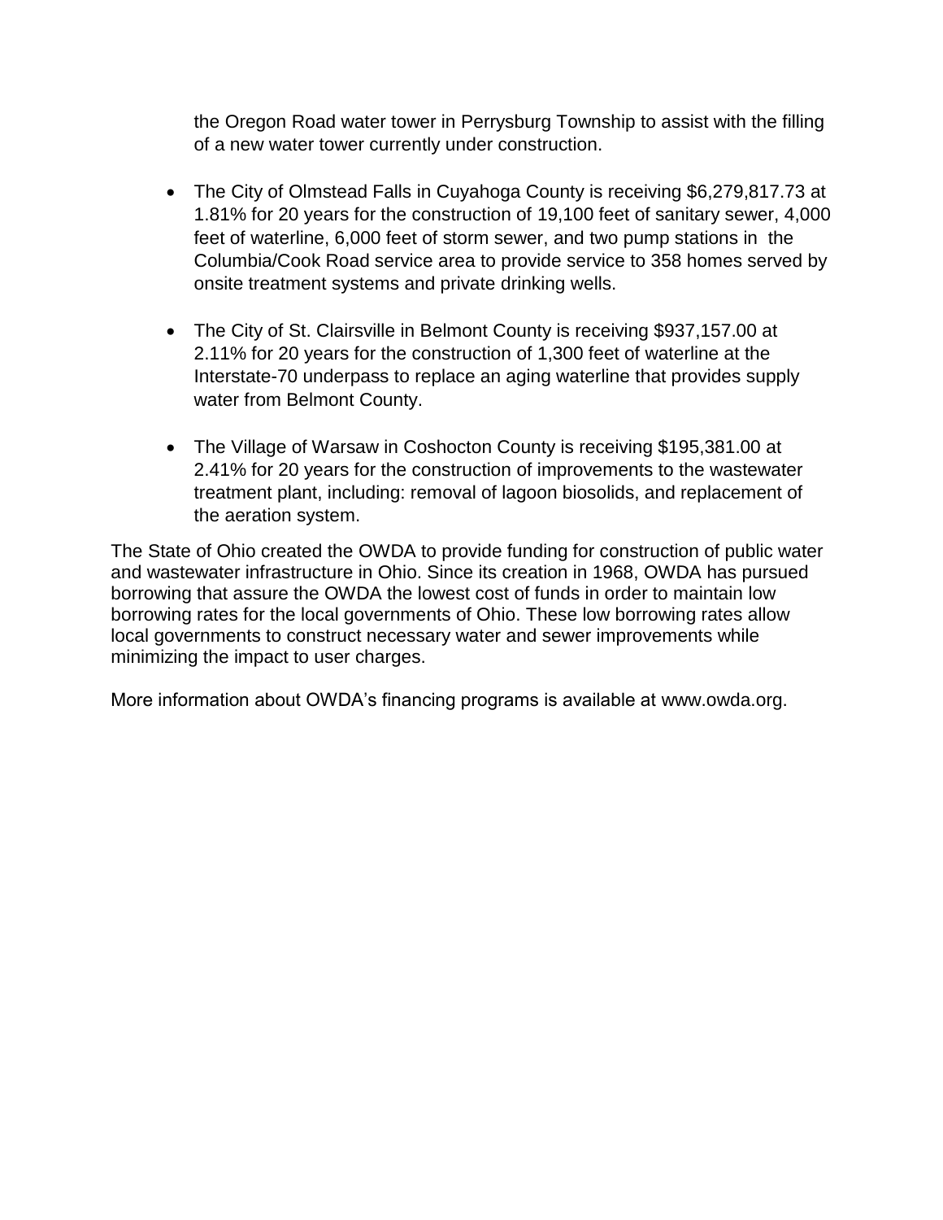the Oregon Road water tower in Perrysburg Township to assist with the filling of a new water tower currently under construction.

- The City of Olmstead Falls in Cuyahoga County is receiving $6,279,817.73 at 1.81% for 20 years for the construction of 19,100 feet of sanitary sewer, 4,000 feet of waterline, 6,000 feet of storm sewer, and two pump stations in the Columbia/Cook Road service area to provide service to 358 homes served by onsite treatment systems and private drinking wells.

- The City of St. Clairsville in Belmont County is receiving $937,157.00 at 2.11% for 20 years for the construction of 1,300 feet of waterline at the Interstate-70 underpass to replace an aging waterline that provides supply water from Belmont County.

- The Village of Warsaw in Coshocton County is receiving $195,381.00 at 2.41% for 20 years for the construction of improvements to the wastewater treatment plant, including: removal of lagoon biosolids, and replacement of the aeration system.

The State of Ohio created the OWDA to provide funding for construction of public water and wastewater infrastructure in Ohio. Since its creation in 1968, OWDA has pursued borrowing that assure the OWDA the lowest cost of funds in order to maintain low borrowing rates for the local governments of Ohio. These low borrowing rates allow local governments to construct necessary water and sewer improvements while minimizing the impact to user charges.

More information about OWDA's financing programs is available at www.owda.org.